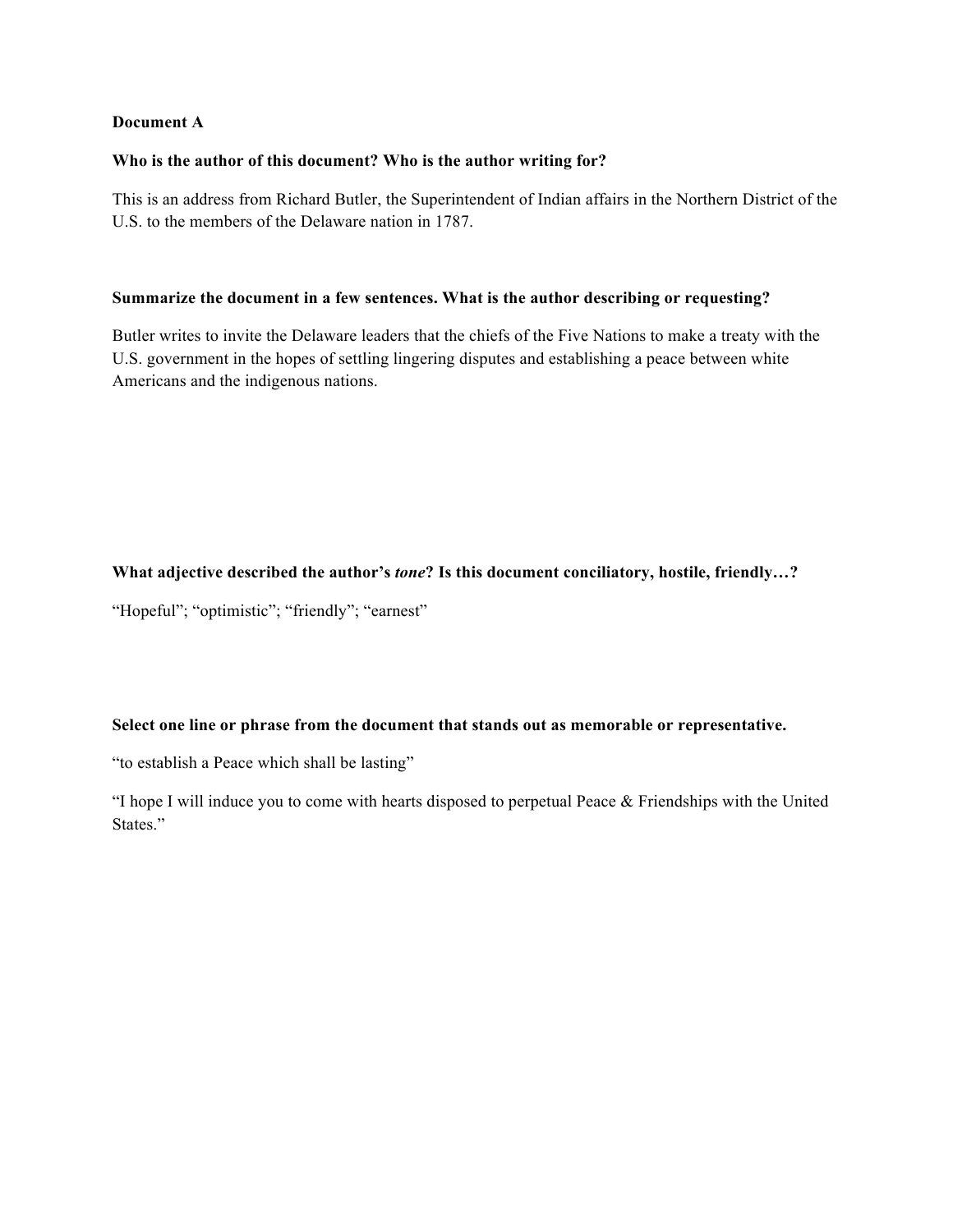**Document A**

**Who is the author of this document? Who is the author writing for?**

This is an address from Richard Butler, the Superintendent of Indian affairs in the Northern District of the U.S. to the members of the Delaware nation in 1787.

**Summarize the document in a few sentences. What is the author describing or requesting?**

Butler writes to invite the Delaware leaders that the chiefs of the Five Nations to make a treaty with the U.S. government in the hopes of settling lingering disputes and establishing a peace between white Americans and the indigenous nations.

**What adjective described the author's *tone*? Is this document conciliatory, hostile, friendly…?**

"Hopeful"; "optimistic"; "friendly"; "earnest"

**Select one line or phrase from the document that stands out as memorable or representative.**

"to establish a Peace which shall be lasting"

"I hope I will induce you to come with hearts disposed to perpetual Peace & Friendships with the United States."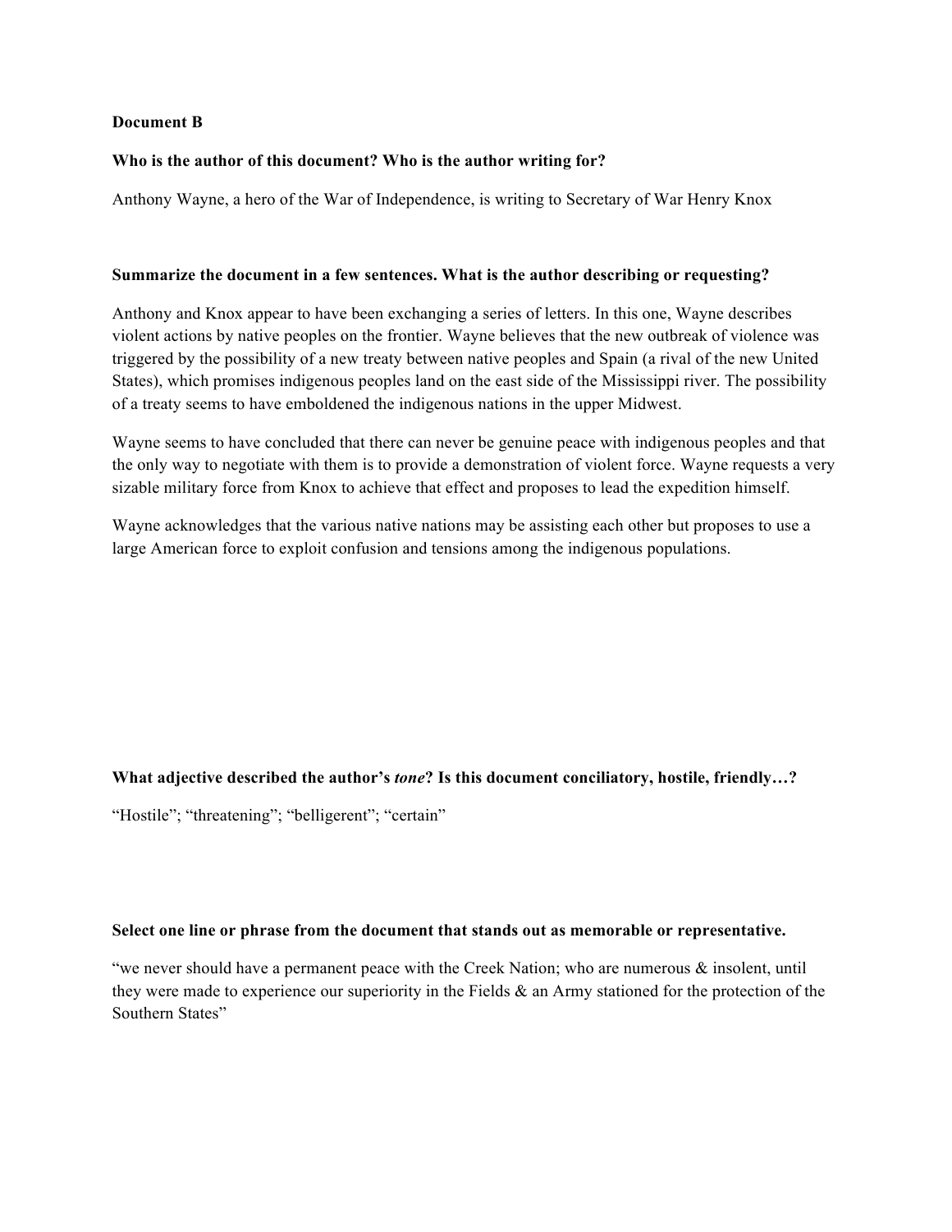**Document B**

**Who is the author of this document? Who is the author writing for?**

Anthony Wayne, a hero of the War of Independence, is writing to Secretary of War Henry Knox

**Summarize the document in a few sentences. What is the author describing or requesting?**

Anthony and Knox appear to have been exchanging a series of letters. In this one, Wayne describes violent actions by native peoples on the frontier. Wayne believes that the new outbreak of violence was triggered by the possibility of a new treaty between native peoples and Spain (a rival of the new United States), which promises indigenous peoples land on the east side of the Mississippi river. The possibility of a treaty seems to have emboldened the indigenous nations in the upper Midwest.

Wayne seems to have concluded that there can never be genuine peace with indigenous peoples and that the only way to negotiate with them is to provide a demonstration of violent force. Wayne requests a very sizable military force from Knox to achieve that effect and proposes to lead the expedition himself.

Wayne acknowledges that the various native nations may be assisting each other but proposes to use a large American force to exploit confusion and tensions among the indigenous populations.

**What adjective described the author's *tone*? Is this document conciliatory, hostile, friendly…?**

"Hostile"; "threatening"; "belligerent"; "certain"

**Select one line or phrase from the document that stands out as memorable or representative.**

"we never should have a permanent peace with the Creek Nation; who are numerous & insolent, until they were made to experience our superiority in the Fields & an Army stationed for the protection of the Southern States"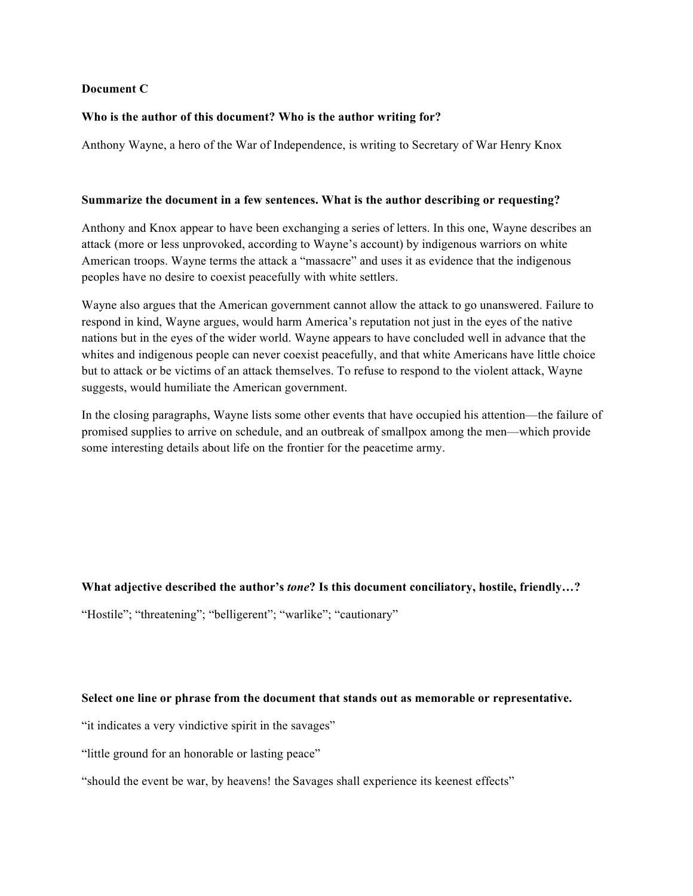**Document C**

**Who is the author of this document? Who is the author writing for?**

Anthony Wayne, a hero of the War of Independence, is writing to Secretary of War Henry Knox

**Summarize the document in a few sentences. What is the author describing or requesting?**

Anthony and Knox appear to have been exchanging a series of letters. In this one, Wayne describes an attack (more or less unprovoked, according to Wayne's account) by indigenous warriors on white American troops. Wayne terms the attack a "massacre" and uses it as evidence that the indigenous peoples have no desire to coexist peacefully with white settlers.

Wayne also argues that the American government cannot allow the attack to go unanswered. Failure to respond in kind, Wayne argues, would harm America's reputation not just in the eyes of the native nations but in the eyes of the wider world. Wayne appears to have concluded well in advance that the whites and indigenous people can never coexist peacefully, and that white Americans have little choice but to attack or be victims of an attack themselves. To refuse to respond to the violent attack, Wayne suggests, would humiliate the American government.

In the closing paragraphs, Wayne lists some other events that have occupied his attention—the failure of promised supplies to arrive on schedule, and an outbreak of smallpox among the men—which provide some interesting details about life on the frontier for the peacetime army.

**What adjective described the author's *tone*? Is this document conciliatory, hostile, friendly…?**

"Hostile"; "threatening"; "belligerent"; "warlike"; "cautionary"

**Select one line or phrase from the document that stands out as memorable or representative.**

"it indicates a very vindictive spirit in the savages"

"little ground for an honorable or lasting peace"

"should the event be war, by heavens! the Savages shall experience its keenest effects"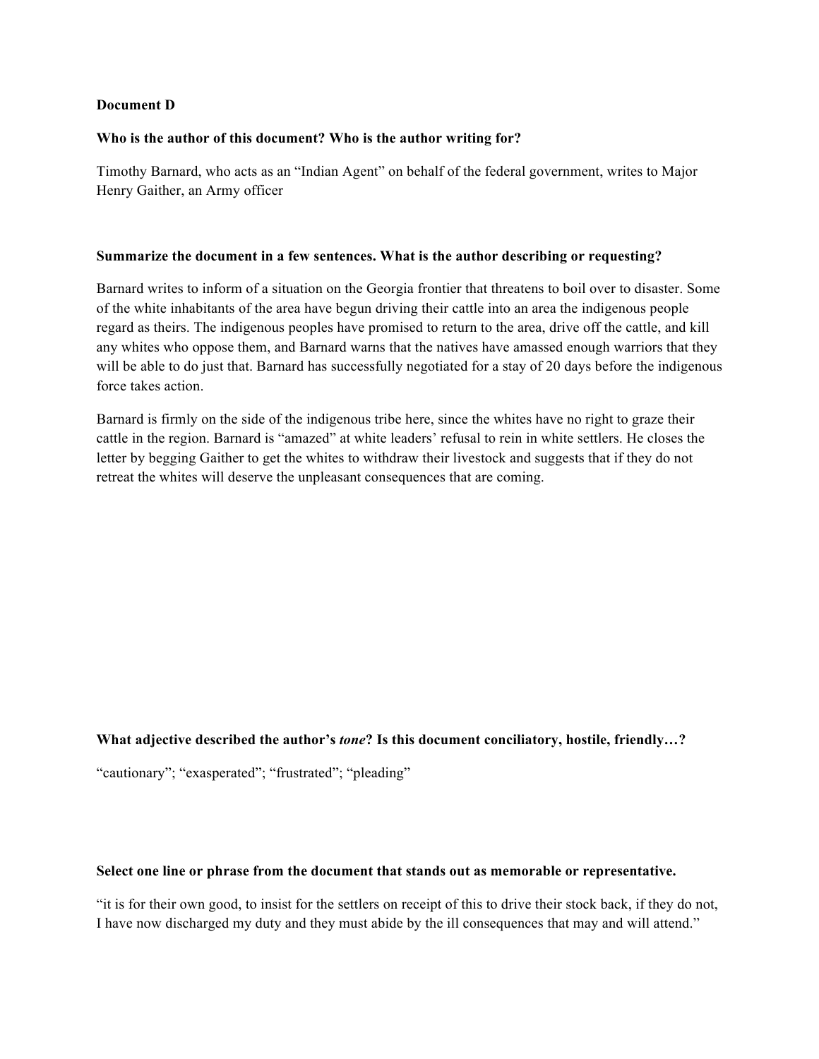**Document D**

**Who is the author of this document? Who is the author writing for?**

Timothy Barnard, who acts as an "Indian Agent" on behalf of the federal government, writes to Major Henry Gaither, an Army officer

**Summarize the document in a few sentences. What is the author describing or requesting?**

Barnard writes to inform of a situation on the Georgia frontier that threatens to boil over to disaster. Some of the white inhabitants of the area have begun driving their cattle into an area the indigenous people regard as theirs. The indigenous peoples have promised to return to the area, drive off the cattle, and kill any whites who oppose them, and Barnard warns that the natives have amassed enough warriors that they will be able to do just that. Barnard has successfully negotiated for a stay of 20 days before the indigenous force takes action.

Barnard is firmly on the side of the indigenous tribe here, since the whites have no right to graze their cattle in the region. Barnard is "amazed" at white leaders' refusal to rein in white settlers. He closes the letter by begging Gaither to get the whites to withdraw their livestock and suggests that if they do not retreat the whites will deserve the unpleasant consequences that are coming.

**What adjective described the author's *tone*? Is this document conciliatory, hostile, friendly…?**

"cautionary"; "exasperated"; "frustrated"; "pleading"

**Select one line or phrase from the document that stands out as memorable or representative.**

"it is for their own good, to insist for the settlers on receipt of this to drive their stock back, if they do not, I have now discharged my duty and they must abide by the ill consequences that may and will attend."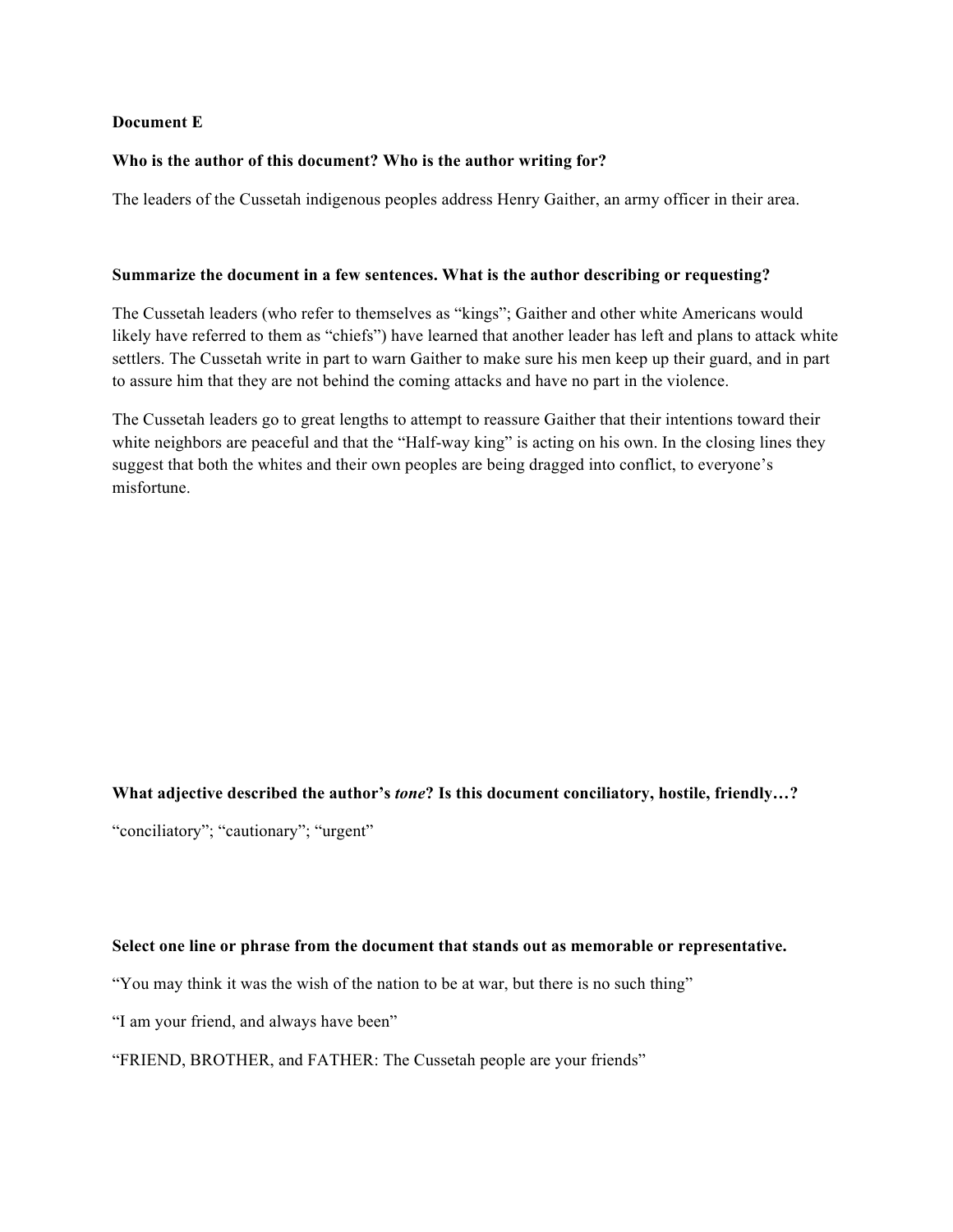**Document E**

**Who is the author of this document? Who is the author writing for?**

The leaders of the Cussetah indigenous peoples address Henry Gaither, an army officer in their area.

**Summarize the document in a few sentences. What is the author describing or requesting?**

The Cussetah leaders (who refer to themselves as “kings”; Gaither and other white Americans would likely have referred to them as “chiefs”) have learned that another leader has left and plans to attack white settlers. The Cussetah write in part to warn Gaither to make sure his men keep up their guard, and in part to assure him that they are not behind the coming attacks and have no part in the violence.

The Cussetah leaders go to great lengths to attempt to reassure Gaither that their intentions toward their white neighbors are peaceful and that the “Half-way king” is acting on his own. In the closing lines they suggest that both the whites and their own peoples are being dragged into conflict, to everyone’s misfortune.

**What adjective described the author’s *tone*? Is this document conciliatory, hostile, friendly…?**

“conciliatory”; “cautionary”; “urgent”

**Select one line or phrase from the document that stands out as memorable or representative.**

“You may think it was the wish of the nation to be at war, but there is no such thing”

“I am your friend, and always have been”

“FRIEND, BROTHER, and FATHER: The Cussetah people are your friends”